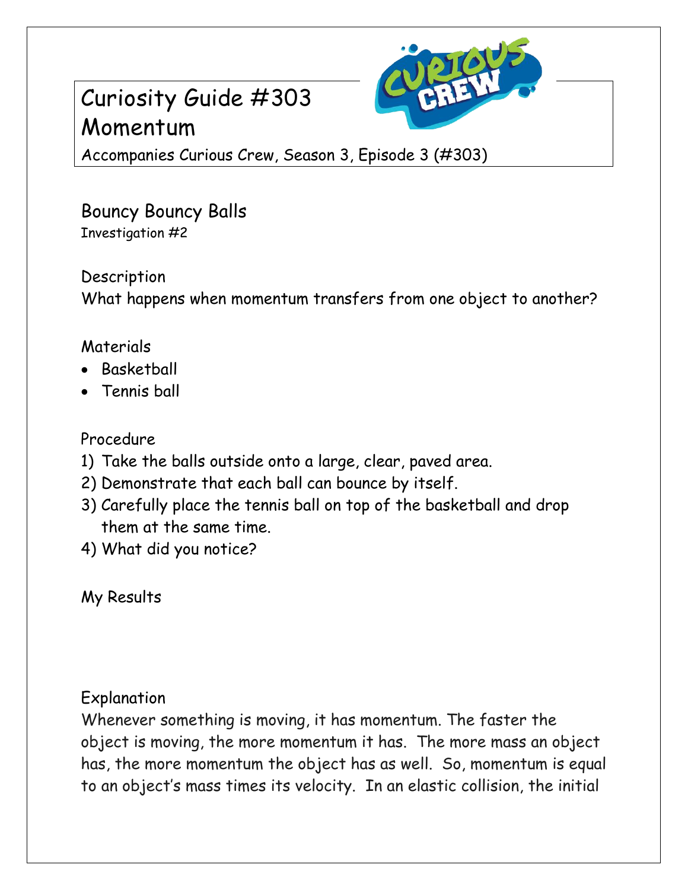# Curiosity Guide #303
# Momentum

Accompanies Curious Crew, Season 3, Episode 3 (#303)

## Bouncy Bouncy Balls

Investigation #2

### Description

What happens when momentum transfers from one object to another?

### Materials

- Basketball
- Tennis ball

### Procedure

1) Take the balls outside onto a large, clear, paved area.
2) Demonstrate that each ball can bounce by itself.
3) Carefully place the tennis ball on top of the basketball and drop them at the same time.
4) What did you notice?

### My Results

### Explanation

Whenever something is moving, it has momentum. The faster the object is moving, the more momentum it has. The more mass an object has, the more momentum the object has as well. So, momentum is equal to an object's mass times its velocity. In an elastic collision, the initial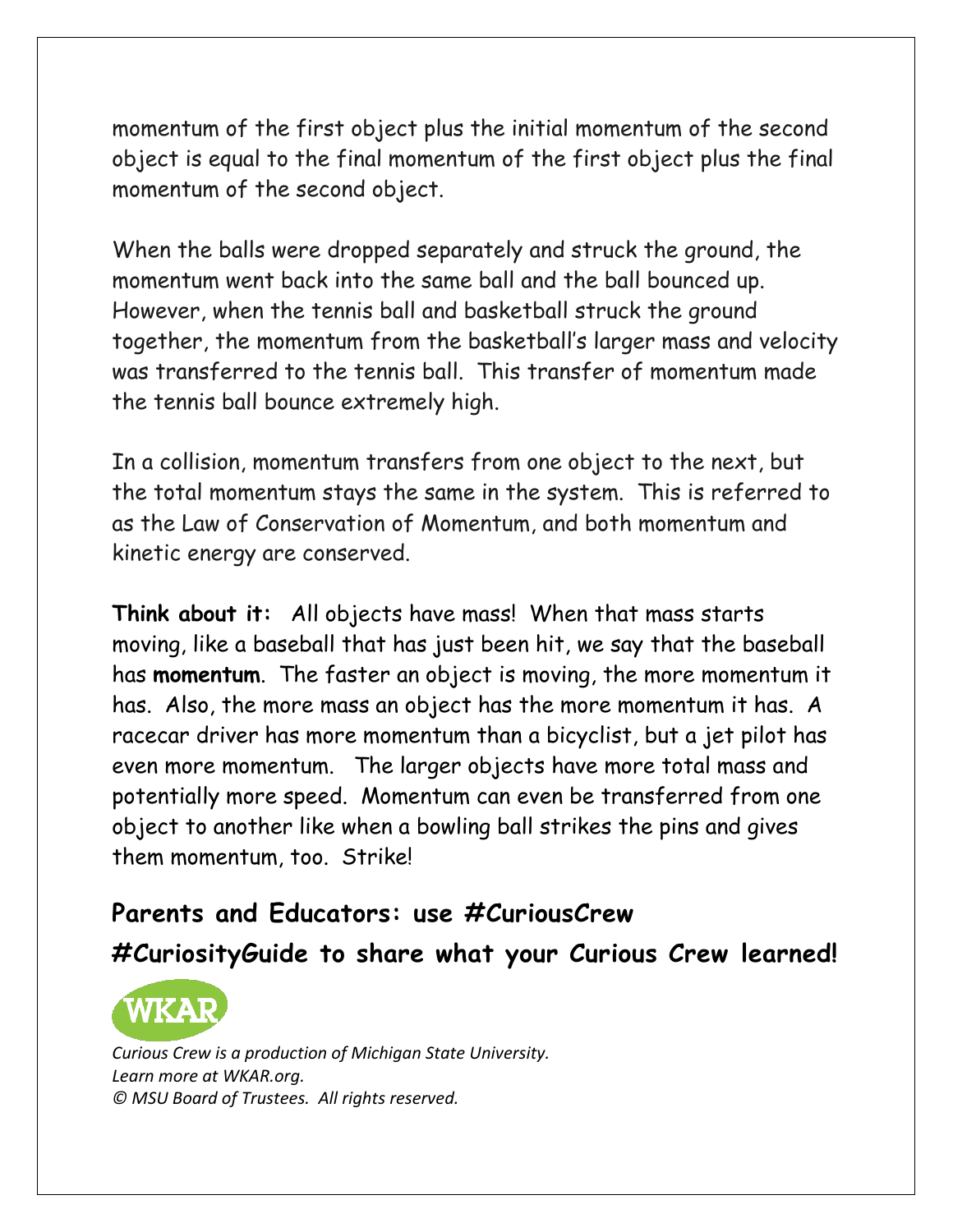momentum of the first object plus the initial momentum of the second object is equal to the final momentum of the first object plus the final momentum of the second object.

When the balls were dropped separately and struck the ground, the momentum went back into the same ball and the ball bounced up. However, when the tennis ball and basketball struck the ground together, the momentum from the basketball's larger mass and velocity was transferred to the tennis ball. This transfer of momentum made the tennis ball bounce extremely high.

In a collision, momentum transfers from one object to the next, but the total momentum stays the same in the system. This is referred to as the Law of Conservation of Momentum, and both momentum and kinetic energy are conserved.

**Think about it:** All objects have mass! When that mass starts moving, like a baseball that has just been hit, we say that the baseball has **momentum**. The faster an object is moving, the more momentum it has. Also, the more mass an object has the more momentum it has. A racecar driver has more momentum than a bicyclist, but a jet pilot has even more momentum. The larger objects have more total mass and potentially more speed. Momentum can even be transferred from one object to another like when a bowling ball strikes the pins and gives them momentum, too. Strike!

## Parents and Educators: use #CuriousCrew #CuriosityGuide to share what your Curious Crew learned!

WKAR

*Curious Crew is a production of Michigan State University.*
*Learn more at WKAR.org.*
*© MSU Board of Trustees. All rights reserved.*